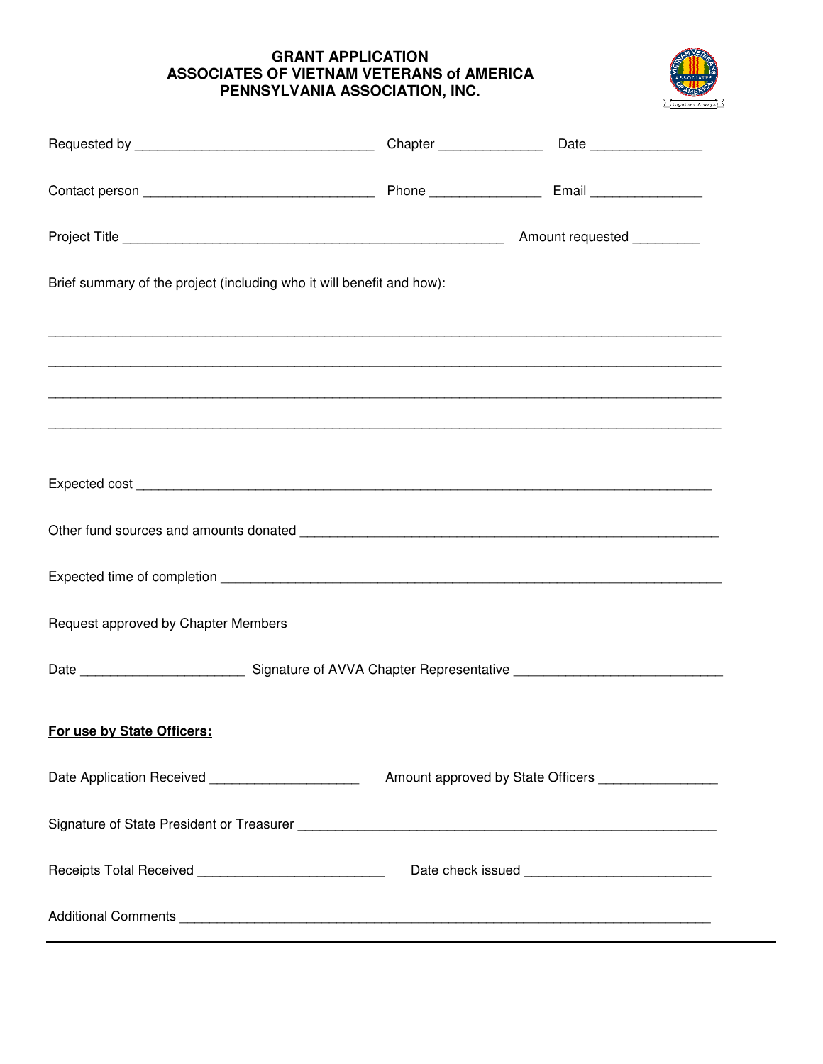# GRANT APPLICATION
# ASSOCIATES OF VIETNAM VETERANS of AMERICA
# PENNSYLVANIA ASSOCIATION, INC.

Requested by ________________________________ Chapter ______________ Date _______________

Contact person _______________________________ Phone _______________ Email _______________

Project Title ___________________________________________________ Amount requested _________

Brief summary of the project (including who it will benefit and how):

_____________________________________________________________________________________

_____________________________________________________________________________________

_____________________________________________________________________________________

_____________________________________________________________________________________

Expected cost ___________________________________________________________________________

Other fund sources and amounts donated _____________________________________________________

Expected time of completion ______________________________________________________________

Request approved by Chapter Members

Date ______________________ Signature of AVVA Chapter Representative ____________________________

**For use by State Officers:**

Date Application Received ____________________ Amount approved by State Officers ________________

Signature of State President or Treasurer _____________________________________________________

Receipts Total Received _________________________ Date check issued _________________________

Additional Comments _____________________________________________________________________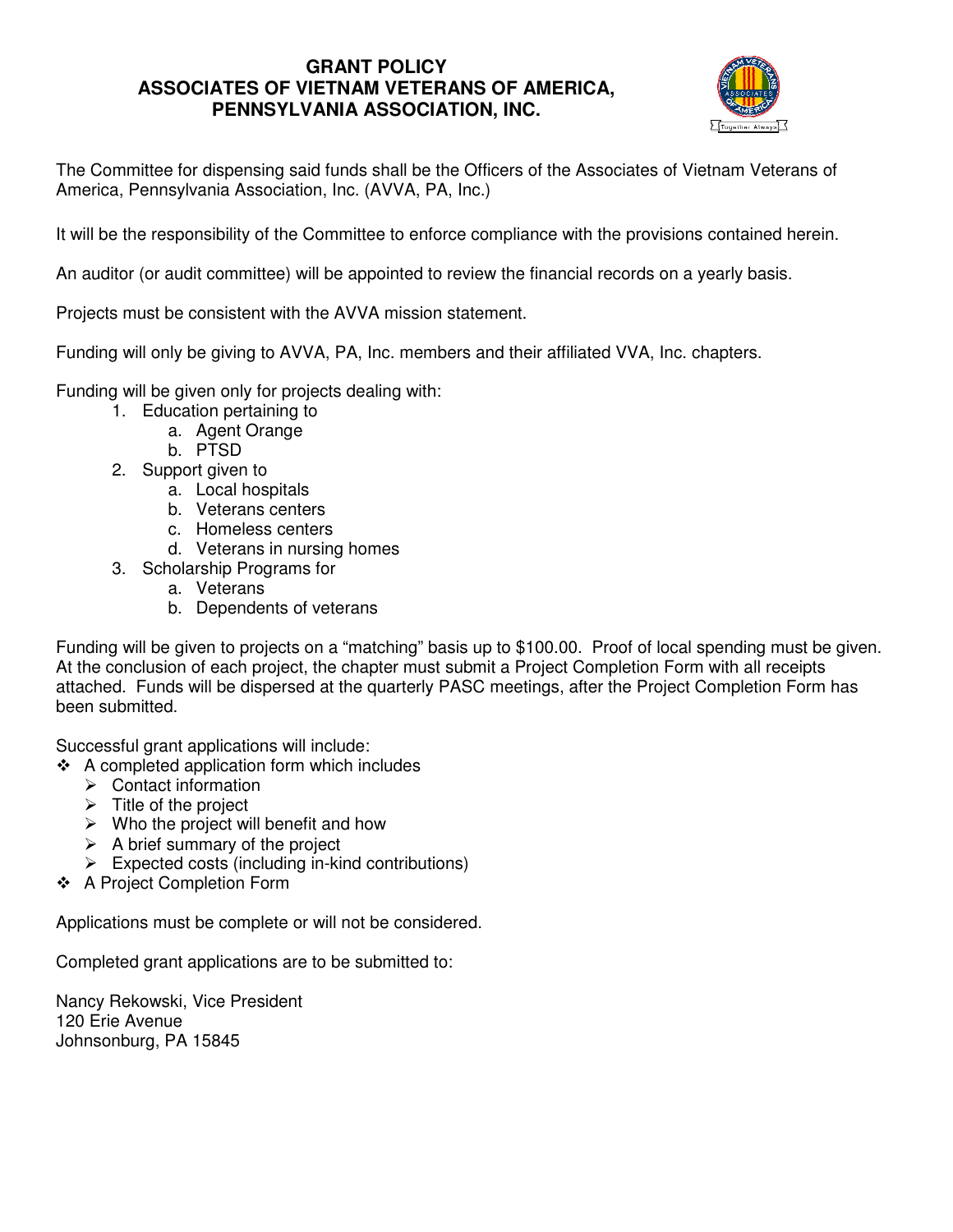# GRANT POLICY
# ASSOCIATES OF VIETNAM VETERANS OF AMERICA, PENNSYLVANIA ASSOCIATION, INC.

The Committee for dispensing said funds shall be the Officers of the Associates of Vietnam Veterans of America, Pennsylvania Association, Inc. (AVVA, PA, Inc.)

It will be the responsibility of the Committee to enforce compliance with the provisions contained herein.

An auditor (or audit committee) will be appointed to review the financial records on a yearly basis.

Projects must be consistent with the AVVA mission statement.

Funding will only be giving to AVVA, PA, Inc. members and their affiliated VVA, Inc. chapters.

Funding will be given only for projects dealing with:

1. Education pertaining to
   a. Agent Orange
   b. PTSD
2. Support given to
   a. Local hospitals
   b. Veterans centers
   c. Homeless centers
   d. Veterans in nursing homes
3. Scholarship Programs for
   a. Veterans
   b. Dependents of veterans

Funding will be given to projects on a "matching" basis up to $100.00. Proof of local spending must be given. At the conclusion of each project, the chapter must submit a Project Completion Form with all receipts attached. Funds will be dispersed at the quarterly PASC meetings, after the Project Completion Form has been submitted.

Successful grant applications will include:

- A completed application form which includes
  - Contact information
  - Title of the project
  - Who the project will benefit and how
  - A brief summary of the project
  - Expected costs (including in-kind contributions)
- A Project Completion Form

Applications must be complete or will not be considered.

Completed grant applications are to be submitted to:

Nancy Rekowski, Vice President
120 Erie Avenue
Johnsonburg, PA 15845